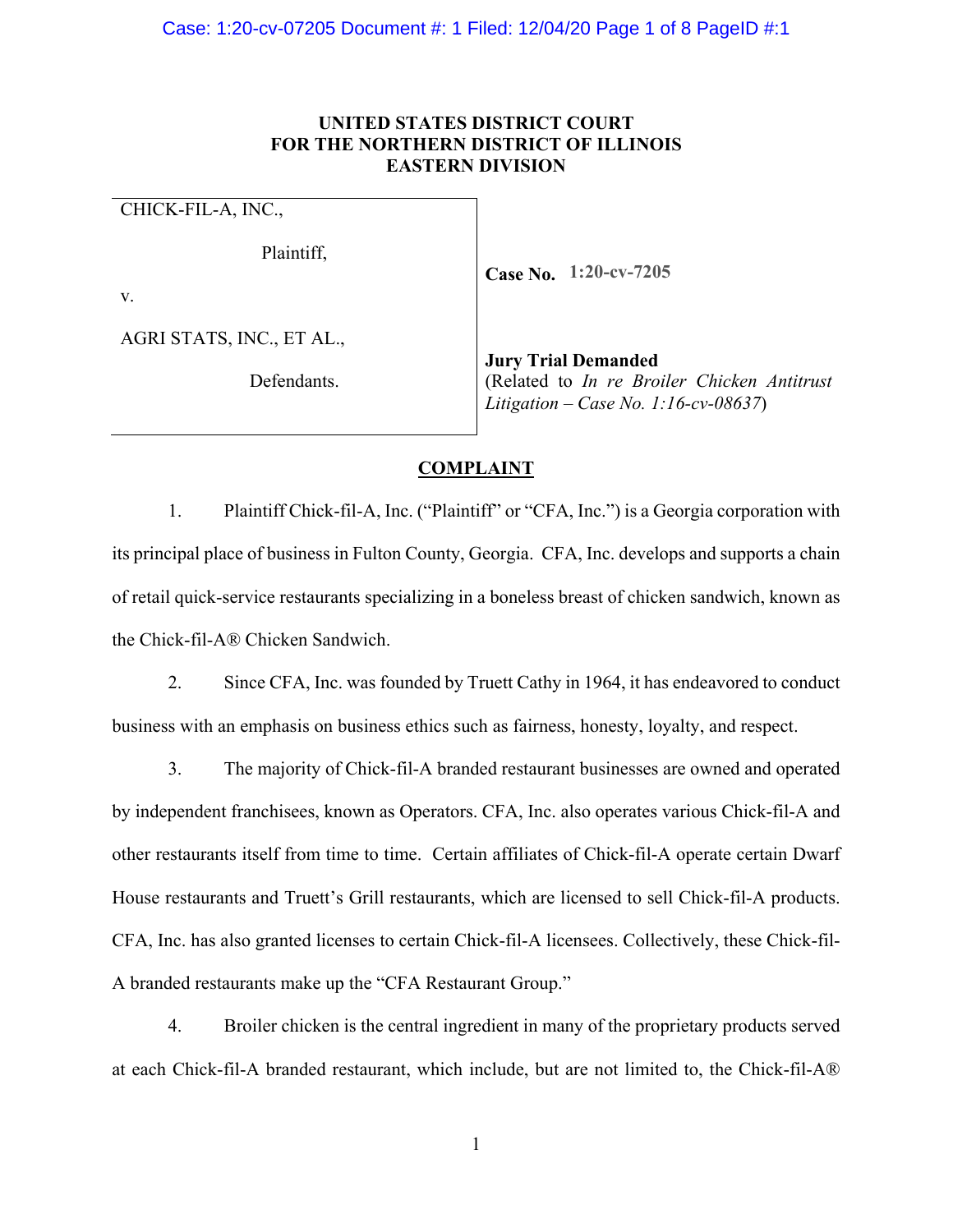**UNITED STATES DISTRICT COURT**
**FOR THE NORTHERN DISTRICT OF ILLINOIS**
**EASTERN DIVISION**

| | |
|---|---|
| CHICK-FIL-A, INC.,<br><br>Plaintiff,<br><br>v.<br><br>AGRI STATS, INC., ET AL.,<br><br>Defendants. | **Case No.** 1:20-cv-7205<br><br>**Jury Trial Demanded**<br>(Related to *In re Broiler Chicken Antitrust Litigation – Case No. 1:16-cv-08637*) |

**COMPLAINT**

1. Plaintiff Chick-fil-A, Inc. ("Plaintiff" or "CFA, Inc.") is a Georgia corporation with its principal place of business in Fulton County, Georgia. CFA, Inc. develops and supports a chain of retail quick-service restaurants specializing in a boneless breast of chicken sandwich, known as the Chick-fil-A® Chicken Sandwich.

2. Since CFA, Inc. was founded by Truett Cathy in 1964, it has endeavored to conduct business with an emphasis on business ethics such as fairness, honesty, loyalty, and respect.

3. The majority of Chick-fil-A branded restaurant businesses are owned and operated by independent franchisees, known as Operators. CFA, Inc. also operates various Chick-fil-A and other restaurants itself from time to time. Certain affiliates of Chick-fil-A operate certain Dwarf House restaurants and Truett's Grill restaurants, which are licensed to sell Chick-fil-A products. CFA, Inc. has also granted licenses to certain Chick-fil-A licensees. Collectively, these Chick-fil-A branded restaurants make up the "CFA Restaurant Group."

4. Broiler chicken is the central ingredient in many of the proprietary products served at each Chick-fil-A branded restaurant, which include, but are not limited to, the Chick-fil-A®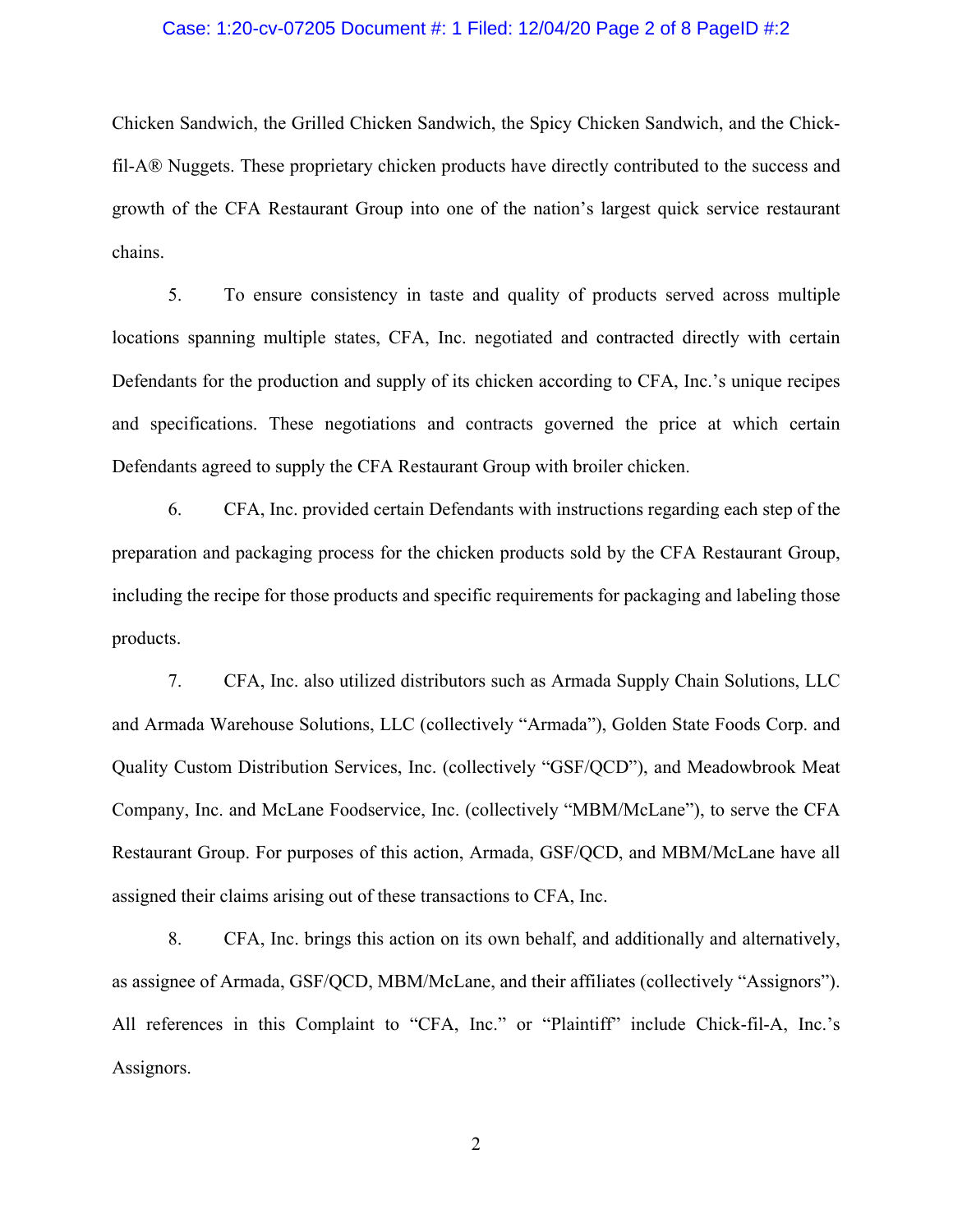Chicken Sandwich, the Grilled Chicken Sandwich, the Spicy Chicken Sandwich, and the Chick-fil-A® Nuggets. These proprietary chicken products have directly contributed to the success and growth of the CFA Restaurant Group into one of the nation's largest quick service restaurant chains.

5. To ensure consistency in taste and quality of products served across multiple locations spanning multiple states, CFA, Inc. negotiated and contracted directly with certain Defendants for the production and supply of its chicken according to CFA, Inc.'s unique recipes and specifications. These negotiations and contracts governed the price at which certain Defendants agreed to supply the CFA Restaurant Group with broiler chicken.

6. CFA, Inc. provided certain Defendants with instructions regarding each step of the preparation and packaging process for the chicken products sold by the CFA Restaurant Group, including the recipe for those products and specific requirements for packaging and labeling those products.

7. CFA, Inc. also utilized distributors such as Armada Supply Chain Solutions, LLC and Armada Warehouse Solutions, LLC (collectively "Armada"), Golden State Foods Corp. and Quality Custom Distribution Services, Inc. (collectively "GSF/QCD"), and Meadowbrook Meat Company, Inc. and McLane Foodservice, Inc. (collectively "MBM/McLane"), to serve the CFA Restaurant Group. For purposes of this action, Armada, GSF/QCD, and MBM/McLane have all assigned their claims arising out of these transactions to CFA, Inc.

8. CFA, Inc. brings this action on its own behalf, and additionally and alternatively, as assignee of Armada, GSF/QCD, MBM/McLane, and their affiliates (collectively "Assignors"). All references in this Complaint to "CFA, Inc." or "Plaintiff" include Chick-fil-A, Inc.'s Assignors.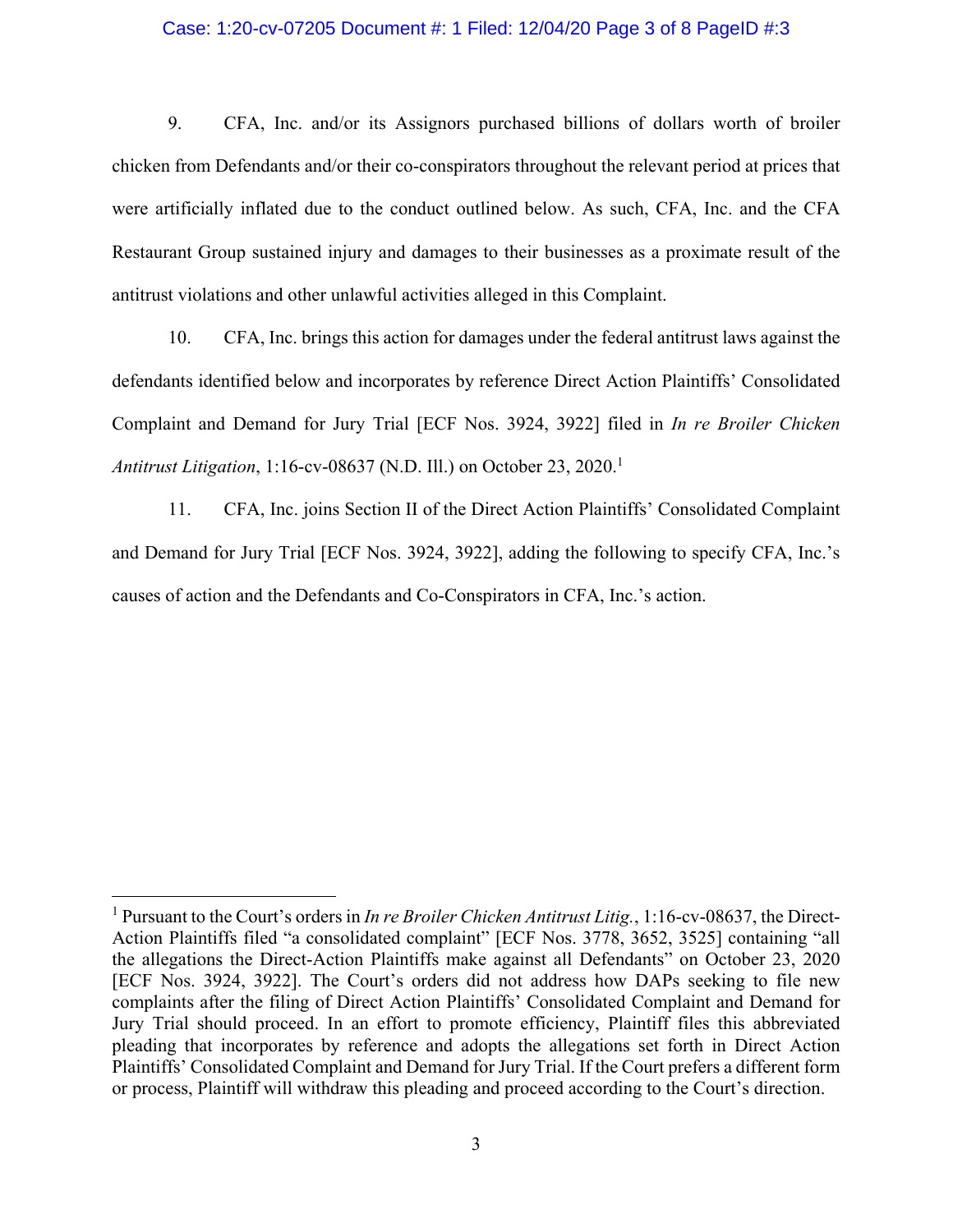9. CFA, Inc. and/or its Assignors purchased billions of dollars worth of broiler chicken from Defendants and/or their co-conspirators throughout the relevant period at prices that were artificially inflated due to the conduct outlined below. As such, CFA, Inc. and the CFA Restaurant Group sustained injury and damages to their businesses as a proximate result of the antitrust violations and other unlawful activities alleged in this Complaint.

10. CFA, Inc. brings this action for damages under the federal antitrust laws against the defendants identified below and incorporates by reference Direct Action Plaintiffs' Consolidated Complaint and Demand for Jury Trial [ECF Nos. 3924, 3922] filed in *In re Broiler Chicken Antitrust Litigation*, 1:16-cv-08637 (N.D. Ill.) on October 23, 2020.[1]

11. CFA, Inc. joins Section II of the Direct Action Plaintiffs' Consolidated Complaint and Demand for Jury Trial [ECF Nos. 3924, 3922], adding the following to specify CFA, Inc.'s causes of action and the Defendants and Co-Conspirators in CFA, Inc.'s action.

---

[1] Pursuant to the Court's orders in *In re Broiler Chicken Antitrust Litig.*, 1:16-cv-08637, the Direct-Action Plaintiffs filed "a consolidated complaint" [ECF Nos. 3778, 3652, 3525] containing "all the allegations the Direct-Action Plaintiffs make against all Defendants" on October 23, 2020 [ECF Nos. 3924, 3922]. The Court's orders did not address how DAPs seeking to file new complaints after the filing of Direct Action Plaintiffs' Consolidated Complaint and Demand for Jury Trial should proceed. In an effort to promote efficiency, Plaintiff files this abbreviated pleading that incorporates by reference and adopts the allegations set forth in Direct Action Plaintiffs' Consolidated Complaint and Demand for Jury Trial. If the Court prefers a different form or process, Plaintiff will withdraw this pleading and proceed according to the Court's direction.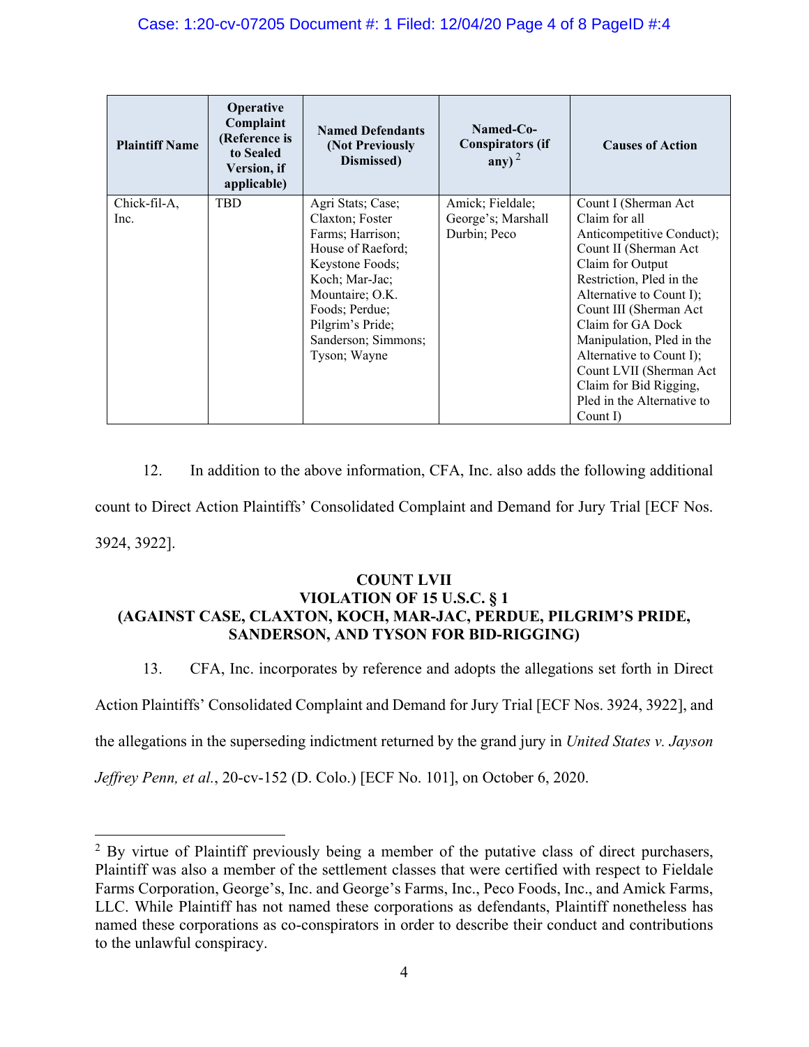| Plaintiff Name | Operative Complaint (Reference is to Sealed Version, if applicable) | Named Defendants (Not Previously Dismissed) | Named-Co-Conspirators (if any)[2] | Causes of Action |
|---|---|---|---|---|
| Chick-fil-A, Inc. | TBD | Agri Stats; Case; Claxton; Foster Farms; Harrison; House of Raeford; Keystone Foods; Koch; Mar-Jac; Mountaire; O.K. Foods; Perdue; Pilgrim's Pride; Sanderson; Simmons; Tyson; Wayne | Amick; Fieldale; George's; Marshall Durbin; Peco | Count I (Sherman Act Claim for all Anticompetitive Conduct); Count II (Sherman Act Claim for Output Restriction, Pled in the Alternative to Count I); Count III (Sherman Act Claim for GA Dock Manipulation, Pled in the Alternative to Count I); Count LVII (Sherman Act Claim for Bid Rigging, Pled in the Alternative to Count I) |

12. In addition to the above information, CFA, Inc. also adds the following additional count to Direct Action Plaintiffs' Consolidated Complaint and Demand for Jury Trial [ECF Nos. 3924, 3922].

**COUNT LVII**
**VIOLATION OF 15 U.S.C. § 1**
**(AGAINST CASE, CLAXTON, KOCH, MAR-JAC, PERDUE, PILGRIM'S PRIDE, SANDERSON, AND TYSON FOR BID-RIGGING)**

13. CFA, Inc. incorporates by reference and adopts the allegations set forth in Direct Action Plaintiffs' Consolidated Complaint and Demand for Jury Trial [ECF Nos. 3924, 3922], and the allegations in the superseding indictment returned by the grand jury in *United States v. Jayson Jeffrey Penn, et al.*, 20-cv-152 (D. Colo.) [ECF No. 101], on October 6, 2020.

[2] By virtue of Plaintiff previously being a member of the putative class of direct purchasers, Plaintiff was also a member of the settlement classes that were certified with respect to Fieldale Farms Corporation, George's, Inc. and George's Farms, Inc., Peco Foods, Inc., and Amick Farms, LLC. While Plaintiff has not named these corporations as defendants, Plaintiff nonetheless has named these corporations as co-conspirators in order to describe their conduct and contributions to the unlawful conspiracy.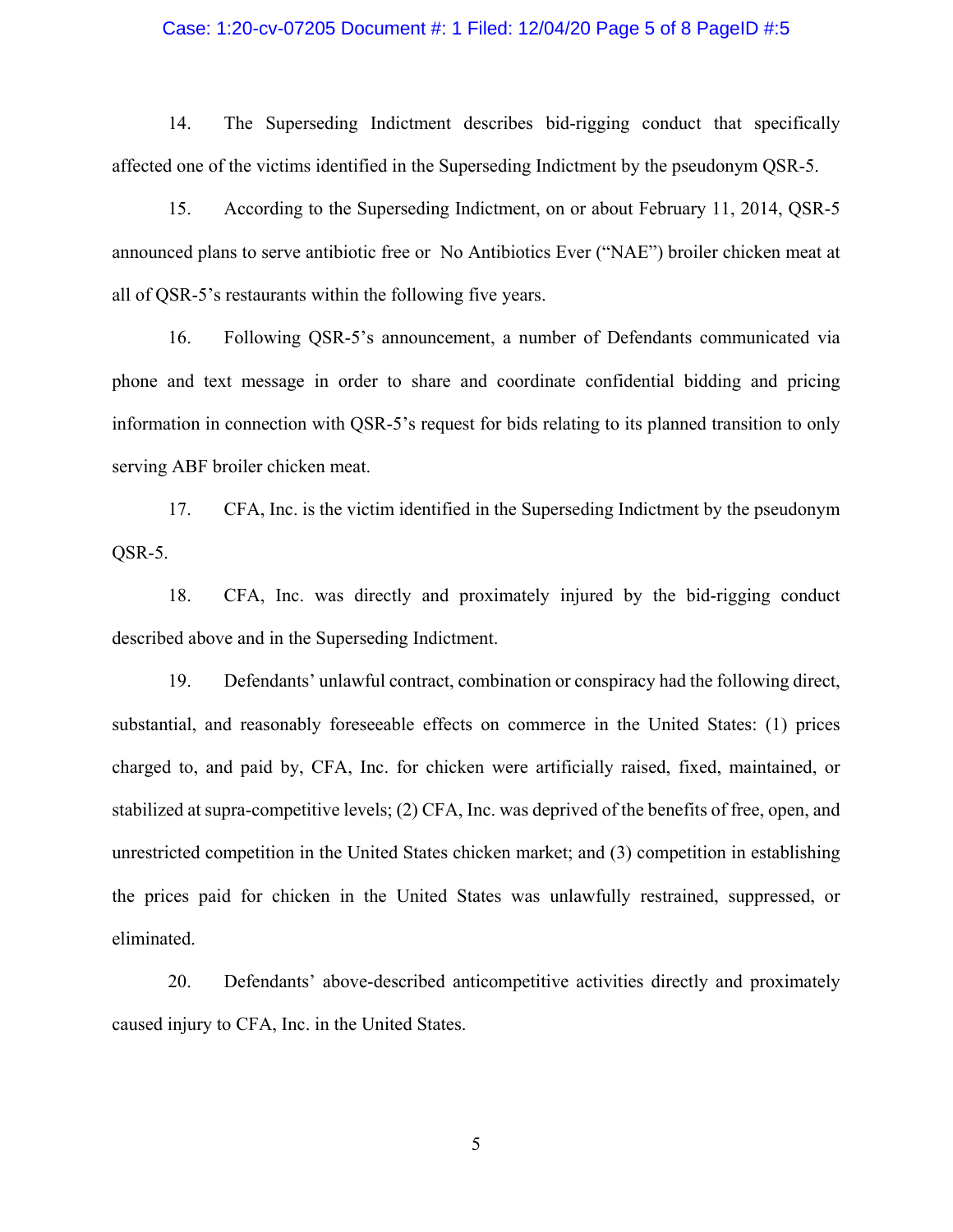14. The Superseding Indictment describes bid-rigging conduct that specifically affected one of the victims identified in the Superseding Indictment by the pseudonym QSR-5.

15. According to the Superseding Indictment, on or about February 11, 2014, QSR-5 announced plans to serve antibiotic free or No Antibiotics Ever ("NAE") broiler chicken meat at all of QSR-5's restaurants within the following five years.

16. Following QSR-5's announcement, a number of Defendants communicated via phone and text message in order to share and coordinate confidential bidding and pricing information in connection with QSR-5's request for bids relating to its planned transition to only serving ABF broiler chicken meat.

17. CFA, Inc. is the victim identified in the Superseding Indictment by the pseudonym QSR-5.

18. CFA, Inc. was directly and proximately injured by the bid-rigging conduct described above and in the Superseding Indictment.

19. Defendants' unlawful contract, combination or conspiracy had the following direct, substantial, and reasonably foreseeable effects on commerce in the United States: (1) prices charged to, and paid by, CFA, Inc. for chicken were artificially raised, fixed, maintained, or stabilized at supra-competitive levels; (2) CFA, Inc. was deprived of the benefits of free, open, and unrestricted competition in the United States chicken market; and (3) competition in establishing the prices paid for chicken in the United States was unlawfully restrained, suppressed, or eliminated.

20. Defendants' above-described anticompetitive activities directly and proximately caused injury to CFA, Inc. in the United States.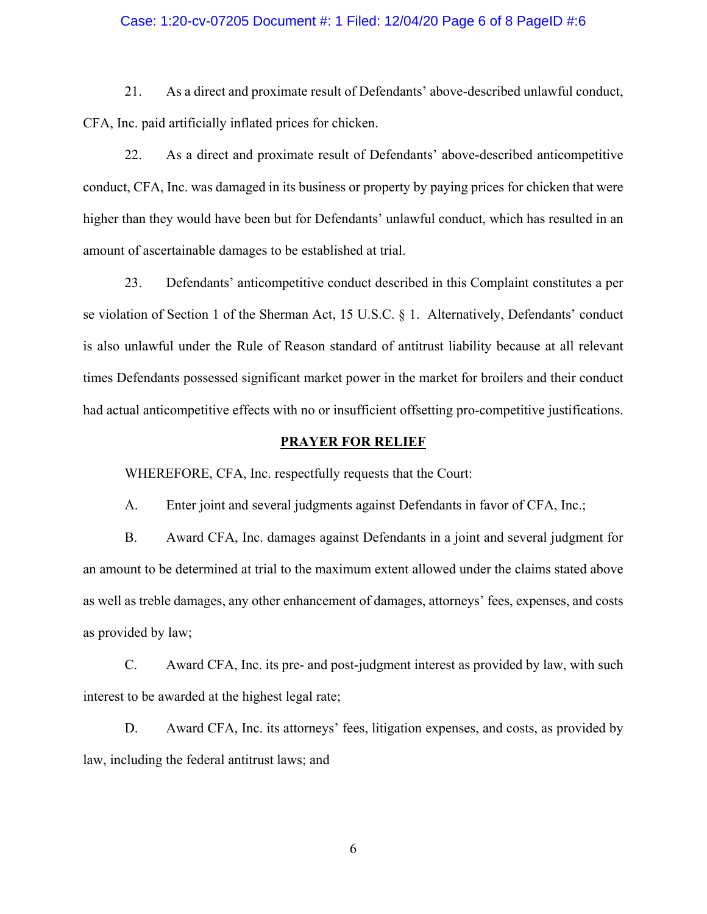21. As a direct and proximate result of Defendants' above-described unlawful conduct, CFA, Inc. paid artificially inflated prices for chicken.

22. As a direct and proximate result of Defendants' above-described anticompetitive conduct, CFA, Inc. was damaged in its business or property by paying prices for chicken that were higher than they would have been but for Defendants' unlawful conduct, which has resulted in an amount of ascertainable damages to be established at trial.

23. Defendants' anticompetitive conduct described in this Complaint constitutes a per se violation of Section 1 of the Sherman Act, 15 U.S.C. § 1. Alternatively, Defendants' conduct is also unlawful under the Rule of Reason standard of antitrust liability because at all relevant times Defendants possessed significant market power in the market for broilers and their conduct had actual anticompetitive effects with no or insufficient offsetting pro-competitive justifications.

## PRAYER FOR RELIEF

WHEREFORE, CFA, Inc. respectfully requests that the Court:

A. Enter joint and several judgments against Defendants in favor of CFA, Inc.;

B. Award CFA, Inc. damages against Defendants in a joint and several judgment for an amount to be determined at trial to the maximum extent allowed under the claims stated above as well as treble damages, any other enhancement of damages, attorneys' fees, expenses, and costs as provided by law;

C. Award CFA, Inc. its pre- and post-judgment interest as provided by law, with such interest to be awarded at the highest legal rate;

D. Award CFA, Inc. its attorneys' fees, litigation expenses, and costs, as provided by law, including the federal antitrust laws; and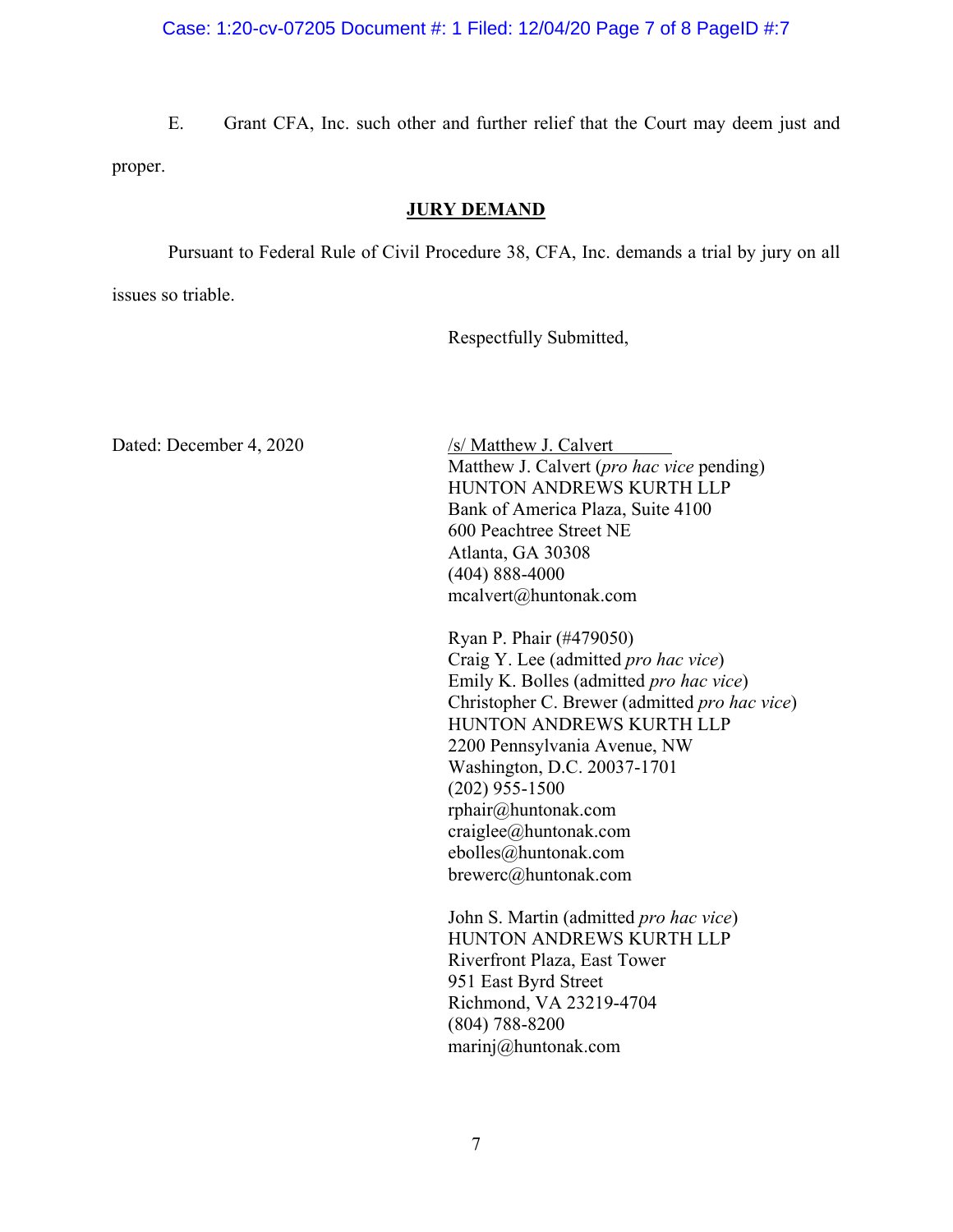E. Grant CFA, Inc. such other and further relief that the Court may deem just and proper.

**JURY DEMAND**

Pursuant to Federal Rule of Civil Procedure 38, CFA, Inc. demands a trial by jury on all issues so triable.

Respectfully Submitted,

Dated: December 4, 2020

/s/ Matthew J. Calvert
Matthew J. Calvert (*pro hac vice* pending)
HUNTON ANDREWS KURTH LLP
Bank of America Plaza, Suite 4100
600 Peachtree Street NE
Atlanta, GA 30308
(404) 888-4000
mcalvert@huntonak.com

Ryan P. Phair (#479050)
Craig Y. Lee (admitted *pro hac vice*)
Emily K. Bolles (admitted *pro hac vice*)
Christopher C. Brewer (admitted *pro hac vice*)
HUNTON ANDREWS KURTH LLP
2200 Pennsylvania Avenue, NW
Washington, D.C. 20037-1701
(202) 955-1500
rphair@huntonak.com
craiglee@huntonak.com
ebolles@huntonak.com
brewerc@huntonak.com

John S. Martin (admitted *pro hac vice*)
HUNTON ANDREWS KURTH LLP
Riverfront Plaza, East Tower
951 East Byrd Street
Richmond, VA 23219-4704
(804) 788-8200
marinj@huntonak.com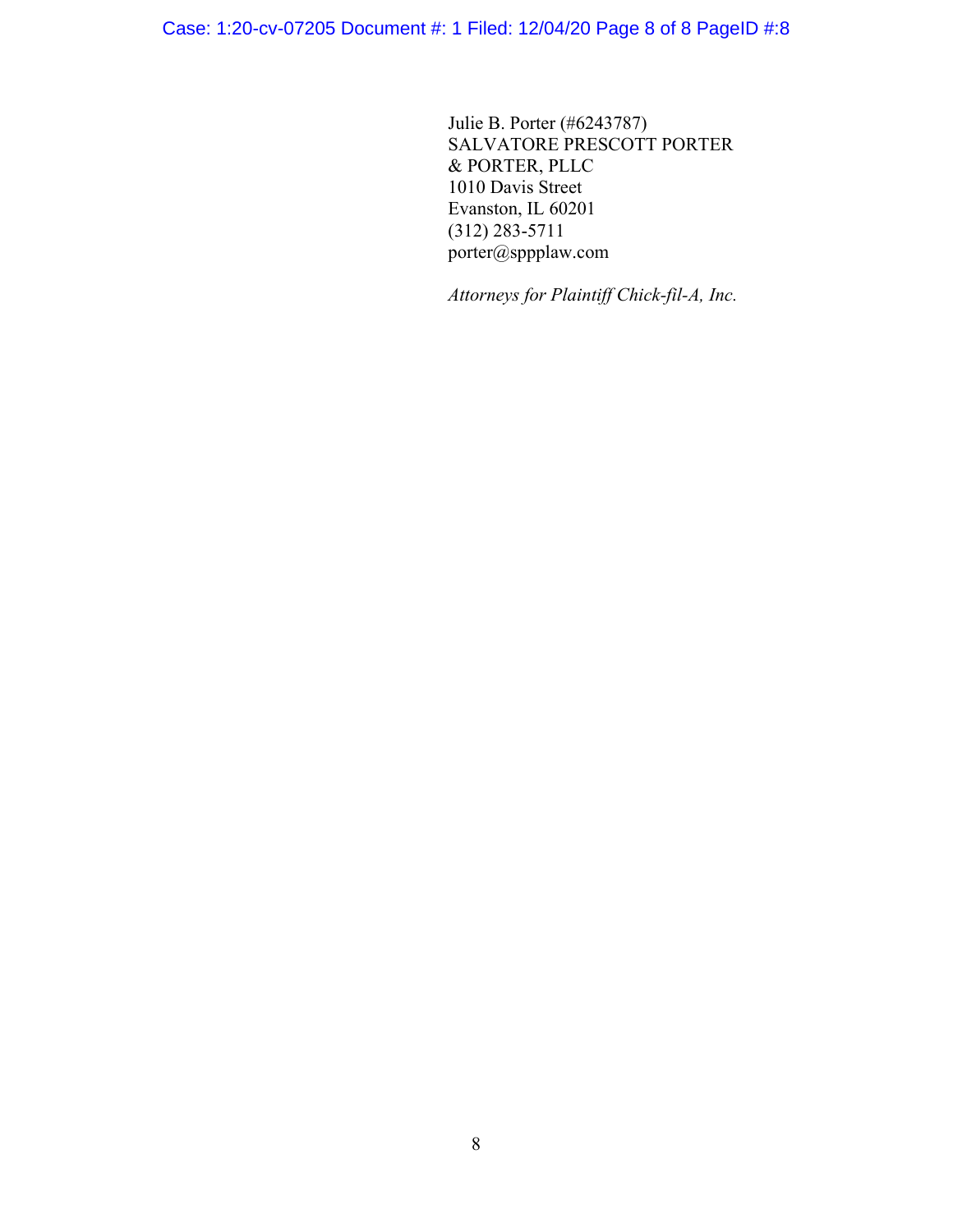Julie B. Porter (#6243787)
SALVATORE PRESCOTT PORTER
& PORTER, PLLC
1010 Davis Street
Evanston, IL 60201
(312) 283-5711
porter@sppplaw.com

*Attorneys for Plaintiff Chick-fil-A, Inc.*